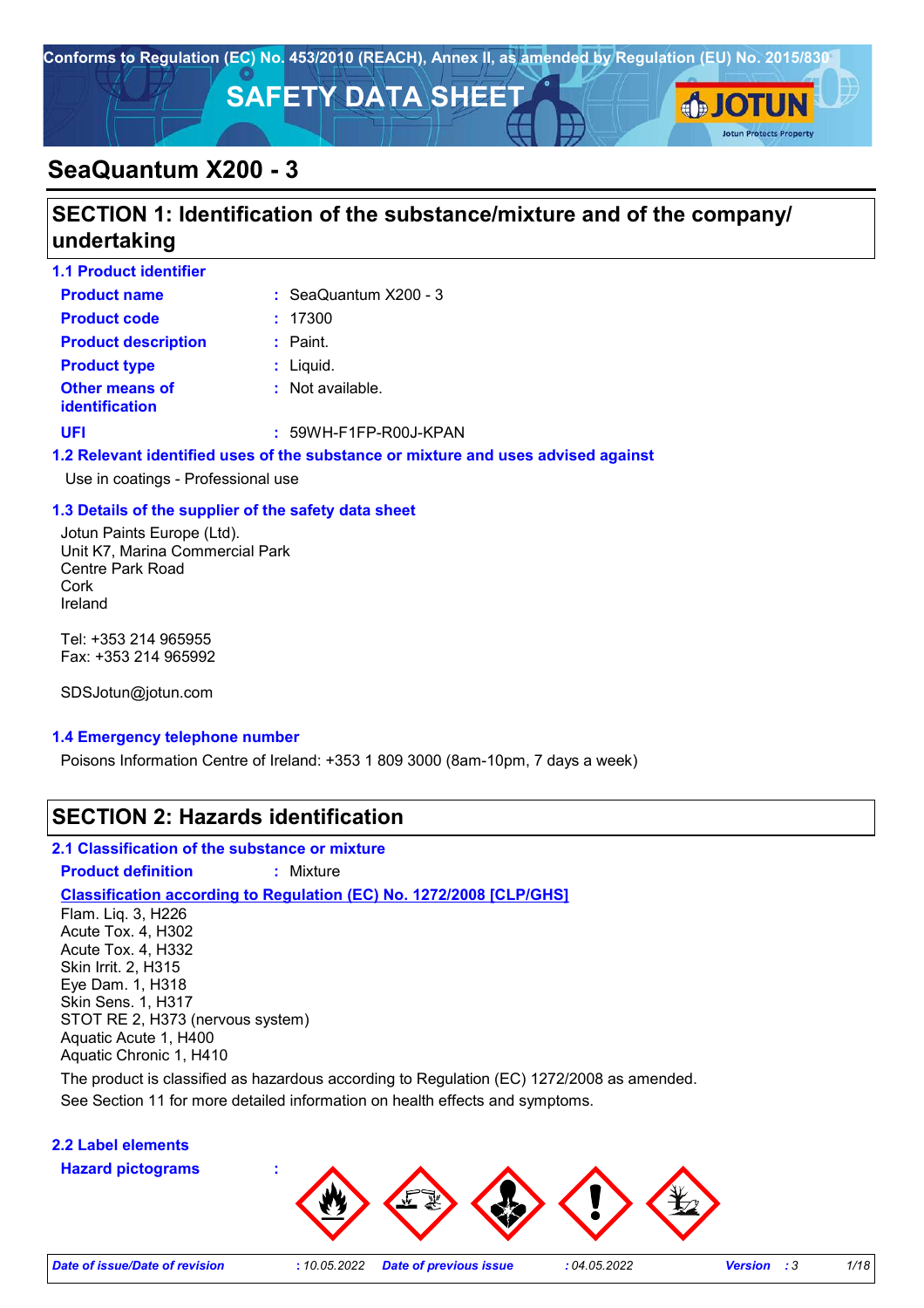Conforms to Regulation (EC) No. 453/2010 (REACH), Annex II, as amended by Regulation (EU) No. 2015/830

# SAFETY DATA SHEET

# SeaQuantum X200 - 3

## SECTION 1: Identification of the substance/mixture and of the company/undertaking

### 1.1 Product identifier

| | | |
|---|---|---|
| **Product name** | : | SeaQuantum X200 - 3 |
| **Product code** | : | 17300 |
| **Product description** | : | Paint. |
| **Product type** | : | Liquid. |
| **Other means of identification** | : | Not available. |
| **UFI** | : | 59WH-F1FP-R00J-KPAN |

### 1.2 Relevant identified uses of the substance or mixture and uses advised against

Use in coatings - Professional use

### 1.3 Details of the supplier of the safety data sheet

Jotun Paints Europe (Ltd).
Unit K7, Marina Commercial Park
Centre Park Road
Cork
Ireland

Tel: +353 214 965955
Fax: +353 214 965992

SDSJotun@jotun.com

### 1.4 Emergency telephone number

Poisons Information Centre of Ireland: +353 1 809 3000 (8am-10pm, 7 days a week)

## SECTION 2: Hazards identification

### 2.1 Classification of the substance or mixture

**Product definition** : Mixture

**Classification according to Regulation (EC) No. 1272/2008 [CLP/GHS]**

Flam. Liq. 3, H226
Acute Tox. 4, H302
Acute Tox. 4, H332
Skin Irrit. 2, H315
Eye Dam. 1, H318
Skin Sens. 1, H317
STOT RE 2, H373 (nervous system)
Aquatic Acute 1, H400
Aquatic Chronic 1, H410

The product is classified as hazardous according to Regulation (EC) 1272/2008 as amended.
See Section 11 for more detailed information on health effects and symptoms.

### 2.2 Label elements

**Hazard pictograms** :

| Date of issue/Date of revision | : 10.05.2022 | Date of previous issue | : 04.05.2022 | Version | : 3 |
|---|---|---|---|---|---|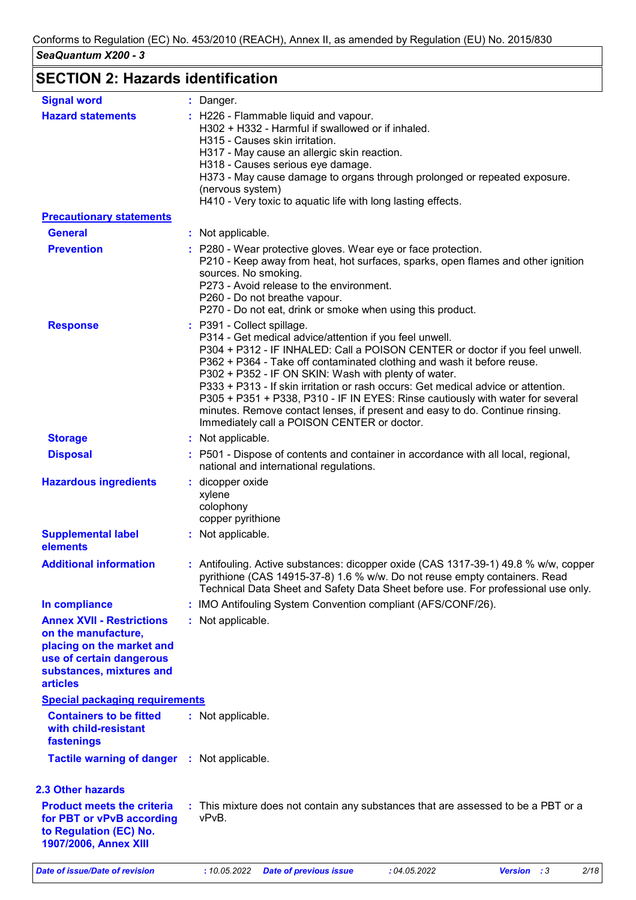## SECTION 2: Hazards identification

| | |
|---|---|
| **Signal word** | Danger. |
| **Hazard statements** | H226 - Flammable liquid and vapour.<br>H302 + H332 - Harmful if swallowed or if inhaled.<br>H315 - Causes skin irritation.<br>H317 - May cause an allergic skin reaction.<br>H318 - Causes serious eye damage.<br>H373 - May cause damage to organs through prolonged or repeated exposure. (nervous system)<br>H410 - Very toxic to aquatic life with long lasting effects. |

**Precautionary statements**

| | |
|---|---|
| **General** | Not applicable. |
| **Prevention** | P280 - Wear protective gloves. Wear eye or face protection.<br>P210 - Keep away from heat, hot surfaces, sparks, open flames and other ignition sources. No smoking.<br>P273 - Avoid release to the environment.<br>P260 - Do not breathe vapour.<br>P270 - Do not eat, drink or smoke when using this product. |
| **Response** | P391 - Collect spillage.<br>P314 - Get medical advice/attention if you feel unwell.<br>P304 + P312 - IF INHALED: Call a POISON CENTER or doctor if you feel unwell.<br>P362 + P364 - Take off contaminated clothing and wash it before reuse.<br>P302 + P352 - IF ON SKIN: Wash with plenty of water.<br>P333 + P313 - If skin irritation or rash occurs: Get medical advice or attention.<br>P305 + P351 + P338, P310 - IF IN EYES: Rinse cautiously with water for several minutes. Remove contact lenses, if present and easy to do. Continue rinsing. Immediately call a POISON CENTER or doctor. |
| **Storage** | Not applicable. |
| **Disposal** | P501 - Dispose of contents and container in accordance with all local, regional, national and international regulations. |

| | |
|---|---|
| **Hazardous ingredients** | dicopper oxide<br>xylene<br>colophony<br>copper pyrithione |
| **Supplemental label elements** | Not applicable. |
| **Additional information** | Antifouling. Active substances: dicopper oxide (CAS 1317-39-1) 49.8 % w/w, copper pyrithione (CAS 14915-37-8) 1.6 % w/w. Do not reuse empty containers. Read Technical Data Sheet and Safety Data Sheet before use. For professional use only. |
| **In compliance** | IMO Antifouling System Convention compliant (AFS/CONF/26). |
| **Annex XVII - Restrictions on the manufacture, placing on the market and use of certain dangerous substances, mixtures and articles** | Not applicable. |

**Special packaging requirements**

| | |
|---|---|
| **Containers to be fitted with child-resistant fastenings** | Not applicable. |
| **Tactile warning of danger** | Not applicable. |

### 2.3 Other hazards

| | |
|---|---|
| **Product meets the criteria for PBT or vPvB according to Regulation (EC) No. 1907/2006, Annex XIII** | This mixture does not contain any substances that are assessed to be a PBT or a vPvB. |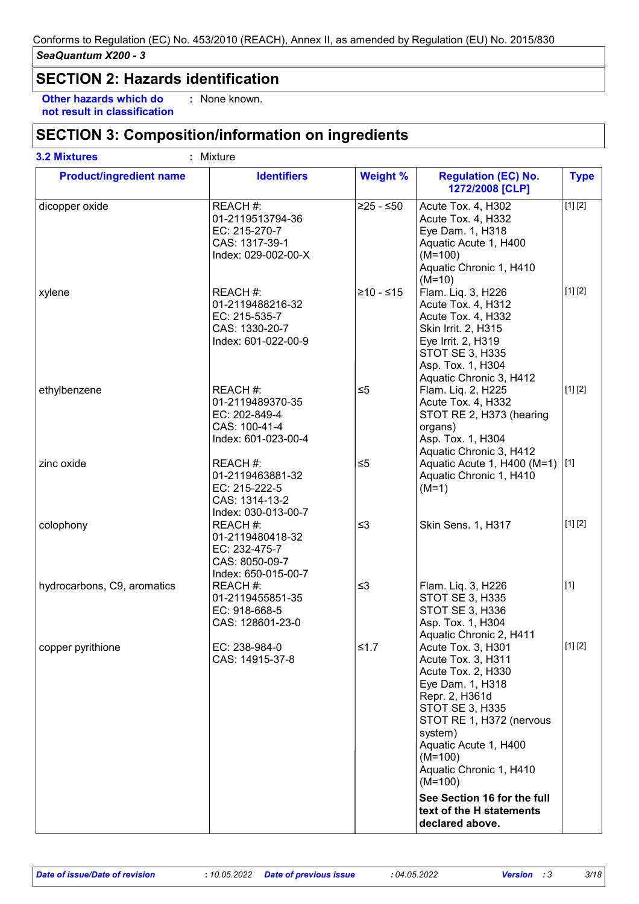## SECTION 2: Hazards identification

**Other hazards which do not result in classification** : None known.

## SECTION 3: Composition/information on ingredients

**3.2 Mixtures** : Mixture

| Product/ingredient name | Identifiers | Weight % | Regulation (EC) No. 1272/2008 [CLP] | Type |
|---|---|---|---|---|
| dicopper oxide | REACH #: 01-2119513794-36<br>EC: 215-270-7<br>CAS: 1317-39-1<br>Index: 029-002-00-X | ≥25 - ≤50 | Acute Tox. 4, H302<br>Acute Tox. 4, H332<br>Eye Dam. 1, H318<br>Aquatic Acute 1, H400 (M=100)<br>Aquatic Chronic 1, H410 (M=10) | [1] [2] |
| xylene | REACH #: 01-2119488216-32<br>EC: 215-535-7<br>CAS: 1330-20-7<br>Index: 601-022-00-9 | ≥10 - ≤15 | Flam. Liq. 3, H226<br>Acute Tox. 4, H312<br>Acute Tox. 4, H332<br>Skin Irrit. 2, H315<br>Eye Irrit. 2, H319<br>STOT SE 3, H335<br>Asp. Tox. 1, H304<br>Aquatic Chronic 3, H412 | [1] [2] |
| ethylbenzene | REACH #: 01-2119489370-35<br>EC: 202-849-4<br>CAS: 100-41-4<br>Index: 601-023-00-4 | ≤5 | Flam. Liq. 2, H225<br>Acute Tox. 4, H332<br>STOT RE 2, H373 (hearing organs)<br>Asp. Tox. 1, H304<br>Aquatic Chronic 3, H412 | [1] [2] |
| zinc oxide | REACH #: 01-2119463881-32<br>EC: 215-222-5<br>CAS: 1314-13-2<br>Index: 030-013-00-7 | ≤5 | Aquatic Acute 1, H400 (M=1)<br>Aquatic Chronic 1, H410 (M=1) | [1] |
| colophony | REACH #: 01-2119480418-32<br>EC: 232-475-7<br>CAS: 8050-09-7<br>Index: 650-015-00-7 | ≤3 | Skin Sens. 1, H317 | [1] [2] |
| hydrocarbons, C9, aromatics | REACH #: 01-2119455851-35<br>EC: 918-668-5<br>CAS: 128601-23-0 | ≤3 | Flam. Liq. 3, H226<br>STOT SE 3, H335<br>STOT SE 3, H336<br>Asp. Tox. 1, H304<br>Aquatic Chronic 2, H411 | [1] |
| copper pyrithione | EC: 238-984-0<br>CAS: 14915-37-8 | ≤1.7 | Acute Tox. 3, H301<br>Acute Tox. 3, H311<br>Acute Tox. 2, H330<br>Eye Dam. 1, H318<br>Repr. 2, H361d<br>STOT SE 3, H335<br>STOT RE 1, H372 (nervous system)<br>Aquatic Acute 1, H400 (M=100)<br>Aquatic Chronic 1, H410 (M=100)<br>**See Section 16 for the full text of the H statements declared above.** | [1] [2] |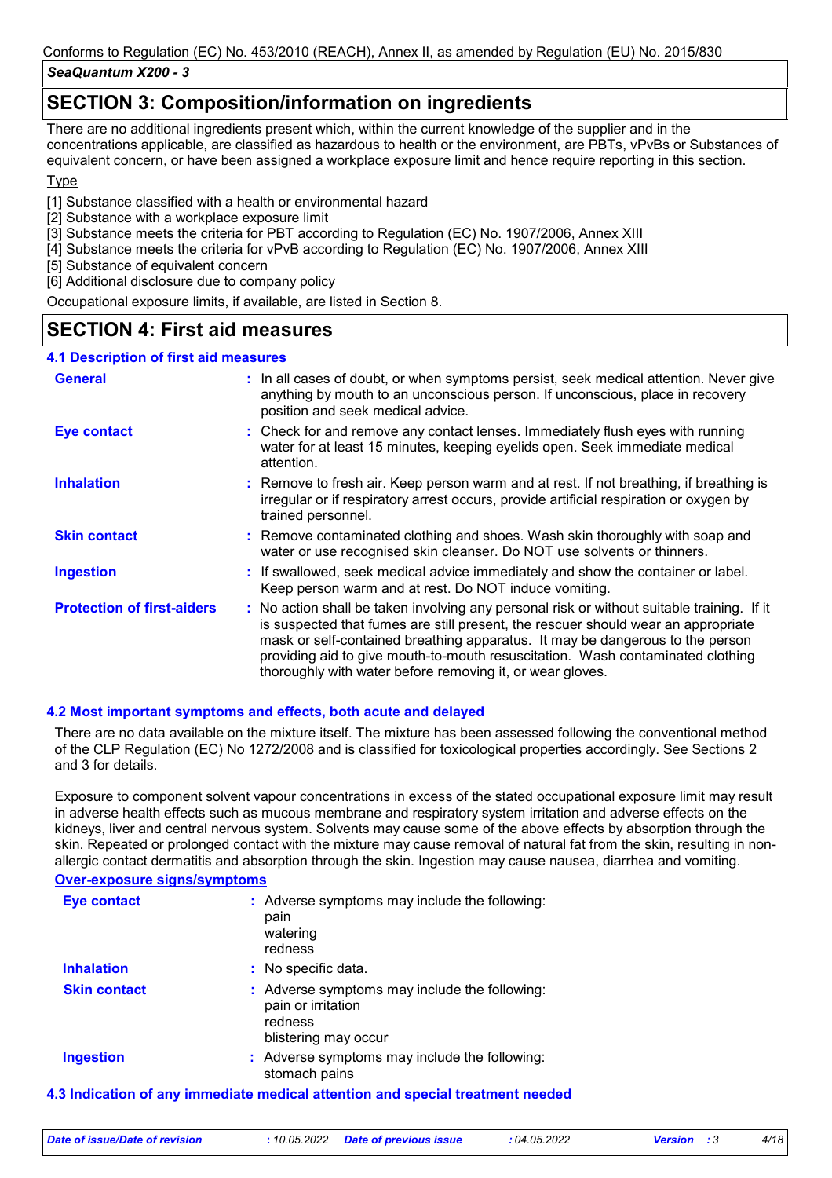## SECTION 3: Composition/information on ingredients

There are no additional ingredients present which, within the current knowledge of the supplier and in the concentrations applicable, are classified as hazardous to health or the environment, are PBTs, vPvBs or Substances of equivalent concern, or have been assigned a workplace exposure limit and hence require reporting in this section.

Type

[1] Substance classified with a health or environmental hazard
[2] Substance with a workplace exposure limit
[3] Substance meets the criteria for PBT according to Regulation (EC) No. 1907/2006, Annex XIII
[4] Substance meets the criteria for vPvB according to Regulation (EC) No. 1907/2006, Annex XIII
[5] Substance of equivalent concern
[6] Additional disclosure due to company policy

Occupational exposure limits, if available, are listed in Section 8.

## SECTION 4: First aid measures

### 4.1 Description of first aid measures

**General** : In all cases of doubt, or when symptoms persist, seek medical attention. Never give anything by mouth to an unconscious person. If unconscious, place in recovery position and seek medical advice.

**Eye contact** : Check for and remove any contact lenses. Immediately flush eyes with running water for at least 15 minutes, keeping eyelids open. Seek immediate medical attention.

**Inhalation** : Remove to fresh air. Keep person warm and at rest. If not breathing, if breathing is irregular or if respiratory arrest occurs, provide artificial respiration or oxygen by trained personnel.

**Skin contact** : Remove contaminated clothing and shoes. Wash skin thoroughly with soap and water or use recognised skin cleanser. Do NOT use solvents or thinners.

**Ingestion** : If swallowed, seek medical advice immediately and show the container or label. Keep person warm and at rest. Do NOT induce vomiting.

**Protection of first-aiders** : No action shall be taken involving any personal risk or without suitable training. If it is suspected that fumes are still present, the rescuer should wear an appropriate mask or self-contained breathing apparatus. It may be dangerous to the person providing aid to give mouth-to-mouth resuscitation. Wash contaminated clothing thoroughly with water before removing it, or wear gloves.

### 4.2 Most important symptoms and effects, both acute and delayed

There are no data available on the mixture itself. The mixture has been assessed following the conventional method of the CLP Regulation (EC) No 1272/2008 and is classified for toxicological properties accordingly. See Sections 2 and 3 for details.

Exposure to component solvent vapour concentrations in excess of the stated occupational exposure limit may result in adverse health effects such as mucous membrane and respiratory system irritation and adverse effects on the kidneys, liver and central nervous system. Solvents may cause some of the above effects by absorption through the skin. Repeated or prolonged contact with the mixture may cause removal of natural fat from the skin, resulting in non-allergic contact dermatitis and absorption through the skin. Ingestion may cause nausea, diarrhea and vomiting.

**Over-exposure signs/symptoms**

**Eye contact** : Adverse symptoms may include the following:
pain
watering
redness

**Inhalation** : No specific data.

**Skin contact** : Adverse symptoms may include the following:
pain or irritation
redness
blistering may occur

**Ingestion** : Adverse symptoms may include the following:
stomach pains

### 4.3 Indication of any immediate medical attention and special treatment needed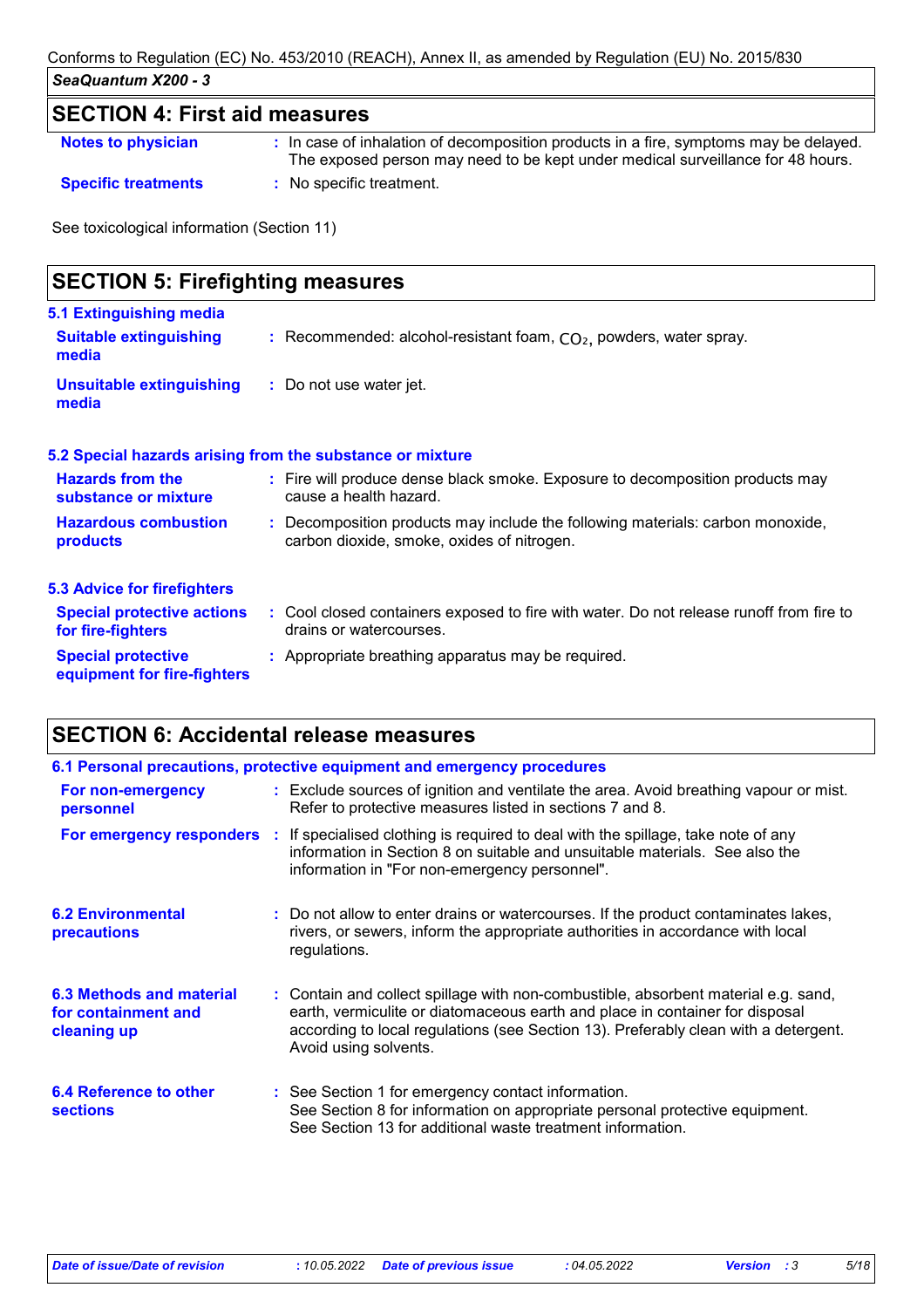## SECTION 4: First aid measures

**Notes to physician** : In case of inhalation of decomposition products in a fire, symptoms may be delayed. The exposed person may need to be kept under medical surveillance for 48 hours.

**Specific treatments** : No specific treatment.

See toxicological information (Section 11)

## SECTION 5: Firefighting measures

### 5.1 Extinguishing media

**Suitable extinguishing media** : Recommended: alcohol-resistant foam, $CO_2$, powders, water spray.

**Unsuitable extinguishing media** : Do not use water jet.

### 5.2 Special hazards arising from the substance or mixture

**Hazards from the substance or mixture** : Fire will produce dense black smoke. Exposure to decomposition products may cause a health hazard.

**Hazardous combustion products** : Decomposition products may include the following materials: carbon monoxide, carbon dioxide, smoke, oxides of nitrogen.

### 5.3 Advice for firefighters

**Special protective actions for fire-fighters** : Cool closed containers exposed to fire with water. Do not release runoff from fire to drains or watercourses.

**Special protective equipment for fire-fighters** : Appropriate breathing apparatus may be required.

## SECTION 6: Accidental release measures

### 6.1 Personal precautions, protective equipment and emergency procedures

**For non-emergency personnel** : Exclude sources of ignition and ventilate the area. Avoid breathing vapour or mist. Refer to protective measures listed in sections 7 and 8.

**For emergency responders** : If specialised clothing is required to deal with the spillage, take note of any information in Section 8 on suitable and unsuitable materials. See also the information in "For non-emergency personnel".

### 6.2 Environmental precautions

: Do not allow to enter drains or watercourses. If the product contaminates lakes, rivers, or sewers, inform the appropriate authorities in accordance with local regulations.

### 6.3 Methods and material for containment and cleaning up

: Contain and collect spillage with non-combustible, absorbent material e.g. sand, earth, vermiculite or diatomaceous earth and place in container for disposal according to local regulations (see Section 13). Preferably clean with a detergent. Avoid using solvents.

### 6.4 Reference to other sections

: See Section 1 for emergency contact information.
See Section 8 for information on appropriate personal protective equipment.
See Section 13 for additional waste treatment information.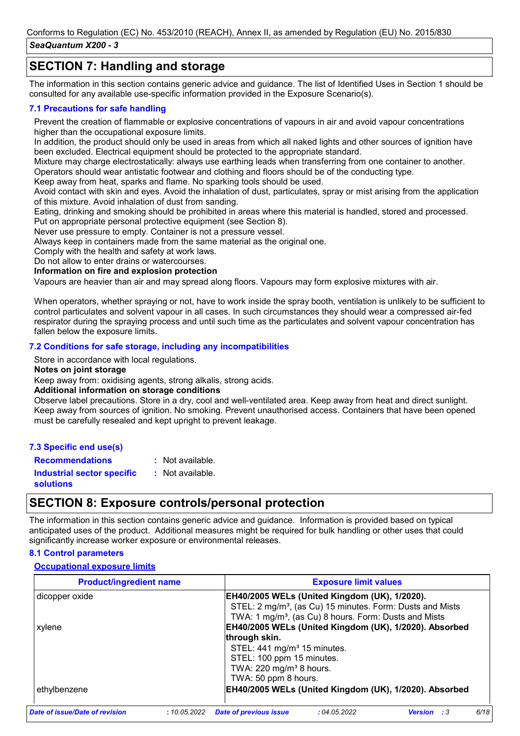## SECTION 7: Handling and storage

The information in this section contains generic advice and guidance. The list of Identified Uses in Section 1 should be consulted for any available use-specific information provided in the Exposure Scenario(s).

### 7.1 Precautions for safe handling

Prevent the creation of flammable or explosive concentrations of vapours in air and avoid vapour concentrations higher than the occupational exposure limits.
In addition, the product should only be used in areas from which all naked lights and other sources of ignition have been excluded. Electrical equipment should be protected to the appropriate standard.
Mixture may charge electrostatically: always use earthing leads when transferring from one container to another. Operators should wear antistatic footwear and clothing and floors should be of the conducting type.
Keep away from heat, sparks and flame. No sparking tools should be used.
Avoid contact with skin and eyes. Avoid the inhalation of dust, particulates, spray or mist arising from the application of this mixture. Avoid inhalation of dust from sanding.
Eating, drinking and smoking should be prohibited in areas where this material is handled, stored and processed.
Put on appropriate personal protective equipment (see Section 8).
Never use pressure to empty. Container is not a pressure vessel.
Always keep in containers made from the same material as the original one.
Comply with the health and safety at work laws.
Do not allow to enter drains or watercourses.

**Information on fire and explosion protection**

Vapours are heavier than air and may spread along floors. Vapours may form explosive mixtures with air.

When operators, whether spraying or not, have to work inside the spray booth, ventilation is unlikely to be sufficient to control particulates and solvent vapour in all cases. In such circumstances they should wear a compressed air-fed respirator during the spraying process and until such time as the particulates and solvent vapour concentration has fallen below the exposure limits.

### 7.2 Conditions for safe storage, including any incompatibilities

Store in accordance with local regulations.

**Notes on joint storage**

Keep away from: oxidising agents, strong alkalis, strong acids.

**Additional information on storage conditions**

Observe label precautions. Store in a dry, cool and well-ventilated area. Keep away from heat and direct sunlight. Keep away from sources of ignition. No smoking. Prevent unauthorised access. Containers that have been opened must be carefully resealed and kept upright to prevent leakage.

### 7.3 Specific end use(s)

**Recommendations** : Not available.

**Industrial sector specific solutions** : Not available.

## SECTION 8: Exposure controls/personal protection

The information in this section contains generic advice and guidance. Information is provided based on typical anticipated uses of the product. Additional measures might be required for bulk handling or other uses that could significantly increase worker exposure or environmental releases.

### 8.1 Control parameters

**Occupational exposure limits**

| Product/ingredient name | Exposure limit values |
|---|---|
| dicopper oxide | **EH40/2005 WELs (United Kingdom (UK), 1/2020).**<br>STEL: 2 mg/m³, (as Cu) 15 minutes. Form: Dusts and Mists<br>TWA: 1 mg/m³, (as Cu) 8 hours. Form: Dusts and Mists |
| xylene | **EH40/2005 WELs (United Kingdom (UK), 1/2020). Absorbed through skin.**<br>STEL: 441 mg/m³ 15 minutes.<br>STEL: 100 ppm 15 minutes.<br>TWA: 220 mg/m³ 8 hours.<br>TWA: 50 ppm 8 hours. |
| ethylbenzene | **EH40/2005 WELs (United Kingdom (UK), 1/2020). Absorbed** |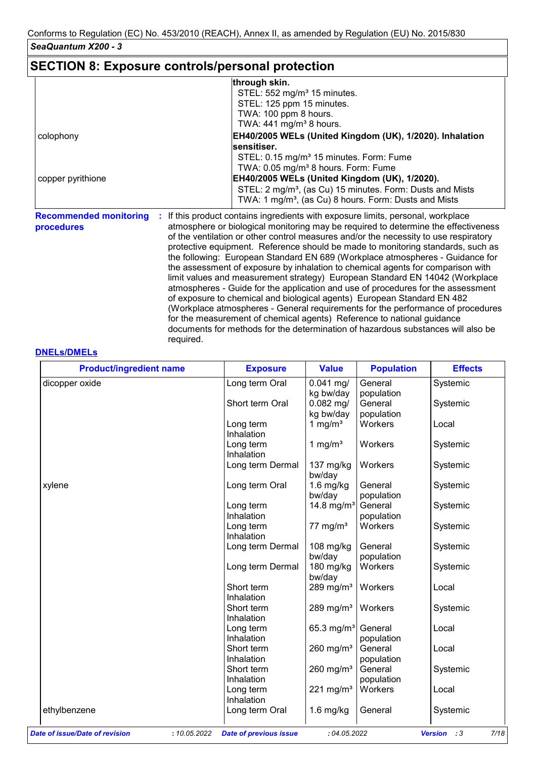Conforms to Regulation (EC) No. 453/2010 (REACH), Annex II, as amended by Regulation (EU) No. 2015/830

*SeaQuantum X200 - 3*

## SECTION 8: Exposure controls/personal protection

| | |
|---|---|
| | **through skin.**<br>STEL: 552 mg/m³ 15 minutes.<br>STEL: 125 ppm 15 minutes.<br>TWA: 100 ppm 8 hours.<br>TWA: 441 mg/m³ 8 hours. |
| colophony | **EH40/2005 WELs (United Kingdom (UK), 1/2020). Inhalation sensitiser.**<br>STEL: 0.15 mg/m³ 15 minutes. Form: Fume<br>TWA: 0.05 mg/m³ 8 hours. Form: Fume |
| copper pyrithione | **EH40/2005 WELs (United Kingdom (UK), 1/2020).**<br>STEL: 2 mg/m³, (as Cu) 15 minutes. Form: Dusts and Mists<br>TWA: 1 mg/m³, (as Cu) 8 hours. Form: Dusts and Mists |

**Recommended monitoring procedures** : If this product contains ingredients with exposure limits, personal, workplace atmosphere or biological monitoring may be required to determine the effectiveness of the ventilation or other control measures and/or the necessity to use respiratory protective equipment. Reference should be made to monitoring standards, such as the following: European Standard EN 689 (Workplace atmospheres - Guidance for the assessment of exposure by inhalation to chemical agents for comparison with limit values and measurement strategy) European Standard EN 14042 (Workplace atmospheres - Guide for the application and use of procedures for the assessment of exposure to chemical and biological agents) European Standard EN 482 (Workplace atmospheres - General requirements for the performance of procedures for the measurement of chemical agents) Reference to national guidance documents for methods for the determination of hazardous substances will also be required.

**DNELs/DMELs**

| Product/ingredient name | Exposure | Value | Population | Effects |
|---|---|---|---|---|
| dicopper oxide | Long term Oral | 0.041 mg/kg bw/day | General population | Systemic |
| | Short term Oral | 0.082 mg/kg bw/day | General population | Systemic |
| | Long term Inhalation | 1 mg/m³ | Workers | Local |
| | Long term Inhalation | 1 mg/m³ | Workers | Systemic |
| | Long term Dermal | 137 mg/kg bw/day | Workers | Systemic |
| xylene | Long term Oral | 1.6 mg/kg bw/day | General population | Systemic |
| | Long term Inhalation | 14.8 mg/m³ | General population | Systemic |
| | Long term Inhalation | 77 mg/m³ | Workers | Systemic |
| | Long term Dermal | 108 mg/kg bw/day | General population | Systemic |
| | Long term Dermal | 180 mg/kg bw/day | Workers | Systemic |
| | Short term Inhalation | 289 mg/m³ | Workers | Local |
| | Short term Inhalation | 289 mg/m³ | Workers | Systemic |
| | Long term Inhalation | 65.3 mg/m³ | General population | Local |
| | Short term Inhalation | 260 mg/m³ | General population | Local |
| | Short term Inhalation | 260 mg/m³ | General population | Systemic |
| | Long term Inhalation | 221 mg/m³ | Workers | Local |
| ethylbenzene | Long term Oral | 1.6 mg/kg | General | Systemic |

*Date of issue/Date of revision* : 10.05.2022 *Date of previous issue* : 04.05.2022 *Version* : 3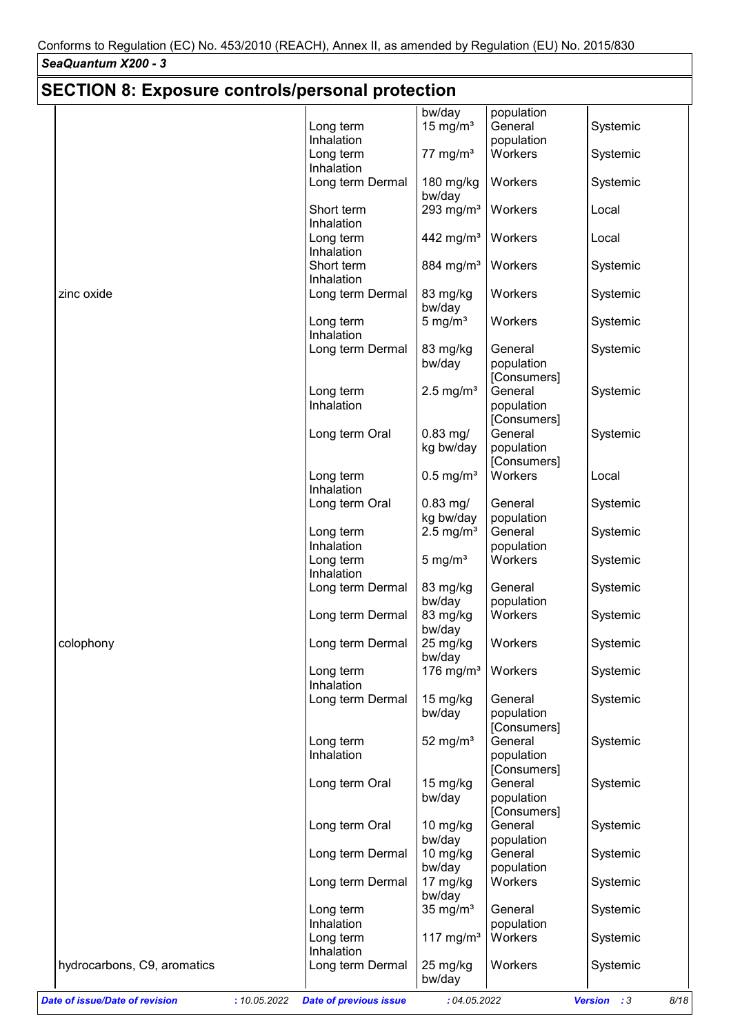## SECTION 8: Exposure controls/personal protection

| | | | | |
|---|---|---|---|---|
| | | bw/day | population | |
| | Long term Inhalation | 15 mg/m³ | General population | Systemic |
| | Long term Inhalation | 77 mg/m³ | Workers | Systemic |
| | Long term Dermal | 180 mg/kg bw/day | Workers | Systemic |
| | Short term Inhalation | 293 mg/m³ | Workers | Local |
| | Long term Inhalation | 442 mg/m³ | Workers | Local |
| | Short term Inhalation | 884 mg/m³ | Workers | Systemic |
| zinc oxide | Long term Dermal | 83 mg/kg bw/day | Workers | Systemic |
| | Long term Inhalation | 5 mg/m³ | Workers | Systemic |
| | Long term Dermal | 83 mg/kg bw/day | General population [Consumers] | Systemic |
| | Long term Inhalation | 2.5 mg/m³ | General population [Consumers] | Systemic |
| | Long term Oral | 0.83 mg/kg bw/day | General population [Consumers] | Systemic |
| | Long term Inhalation | 0.5 mg/m³ | Workers | Local |
| | Long term Oral | 0.83 mg/kg bw/day | General population | Systemic |
| | Long term Inhalation | 2.5 mg/m³ | General population | Systemic |
| | Long term Inhalation | 5 mg/m³ | Workers | Systemic |
| | Long term Dermal | 83 mg/kg bw/day | General population | Systemic |
| | Long term Dermal | 83 mg/kg bw/day | Workers | Systemic |
| colophony | Long term Dermal | 25 mg/kg bw/day | Workers | Systemic |
| | Long term Inhalation | 176 mg/m³ | Workers | Systemic |
| | Long term Dermal | 15 mg/kg bw/day | General population [Consumers] | Systemic |
| | Long term Inhalation | 52 mg/m³ | General population [Consumers] | Systemic |
| | Long term Oral | 15 mg/kg bw/day | General population [Consumers] | Systemic |
| | Long term Oral | 10 mg/kg bw/day | General population | Systemic |
| | Long term Dermal | 10 mg/kg bw/day | General population | Systemic |
| | Long term Dermal | 17 mg/kg bw/day | Workers | Systemic |
| | Long term Inhalation | 35 mg/m³ | General population | Systemic |
| | Long term Inhalation | 117 mg/m³ | Workers | Systemic |
| hydrocarbons, C9, aromatics | Long term Dermal | 25 mg/kg bw/day | Workers | Systemic |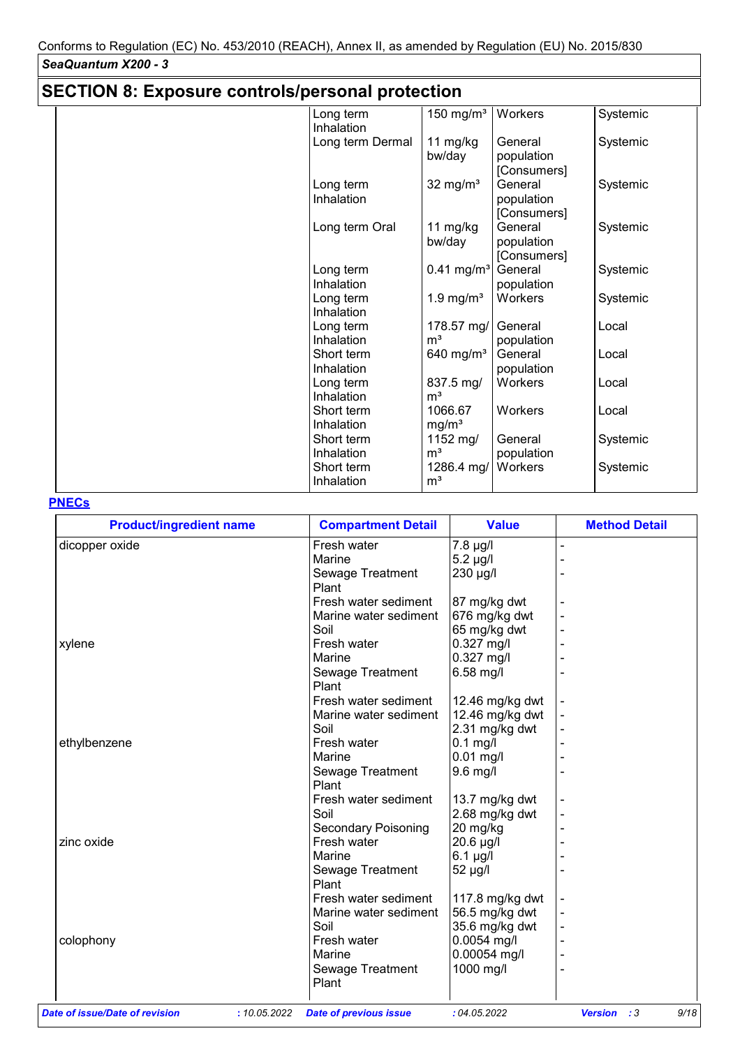## SECTION 8: Exposure controls/personal protection

| | | | | |
|---|---|---|---|---|
| | Long term Inhalation | 150 mg/m³ | Workers | Systemic |
| | Long term Dermal | 11 mg/kg bw/day | General population [Consumers] | Systemic |
| | Long term Inhalation | 32 mg/m³ | General population [Consumers] | Systemic |
| | Long term Oral | 11 mg/kg bw/day | General population [Consumers] | Systemic |
| | Long term Inhalation | 0.41 mg/m³ | General population | Systemic |
| | Long term Inhalation | 1.9 mg/m³ | Workers | Systemic |
| | Long term Inhalation | 178.57 mg/m³ | General population | Local |
| | Short term Inhalation | 640 mg/m³ | General population | Local |
| | Long term Inhalation | 837.5 mg/m³ | Workers | Local |
| | Short term Inhalation | 1066.67 mg/m³ | Workers | Local |
| | Short term Inhalation | 1152 mg/m³ | General population | Systemic |
| | Short term Inhalation | 1286.4 mg/m³ | Workers | Systemic |

**PNECs**

| Product/ingredient name | Compartment Detail | Value | Method Detail |
|---|---|---|---|
| dicopper oxide | Fresh water | 7.8 µg/l | - |
| | Marine | 5.2 µg/l | - |
| | Sewage Treatment Plant | 230 µg/l | - |
| | Fresh water sediment | 87 mg/kg dwt | - |
| | Marine water sediment | 676 mg/kg dwt | - |
| | Soil | 65 mg/kg dwt | - |
| xylene | Fresh water | 0.327 mg/l | - |
| | Marine | 0.327 mg/l | - |
| | Sewage Treatment Plant | 6.58 mg/l | - |
| | Fresh water sediment | 12.46 mg/kg dwt | - |
| | Marine water sediment | 12.46 mg/kg dwt | - |
| | Soil | 2.31 mg/kg dwt | - |
| ethylbenzene | Fresh water | 0.1 mg/l | - |
| | Marine | 0.01 mg/l | - |
| | Sewage Treatment Plant | 9.6 mg/l | - |
| | Fresh water sediment | 13.7 mg/kg dwt | - |
| | Soil | 2.68 mg/kg dwt | - |
| | Secondary Poisoning | 20 mg/kg | - |
| zinc oxide | Fresh water | 20.6 µg/l | - |
| | Marine | 6.1 µg/l | - |
| | Sewage Treatment Plant | 52 µg/l | - |
| | Fresh water sediment | 117.8 mg/kg dwt | - |
| | Marine water sediment | 56.5 mg/kg dwt | - |
| | Soil | 35.6 mg/kg dwt | - |
| colophony | Fresh water | 0.0054 mg/l | - |
| | Marine | 0.00054 mg/l | - |
| | Sewage Treatment Plant | 1000 mg/l | - |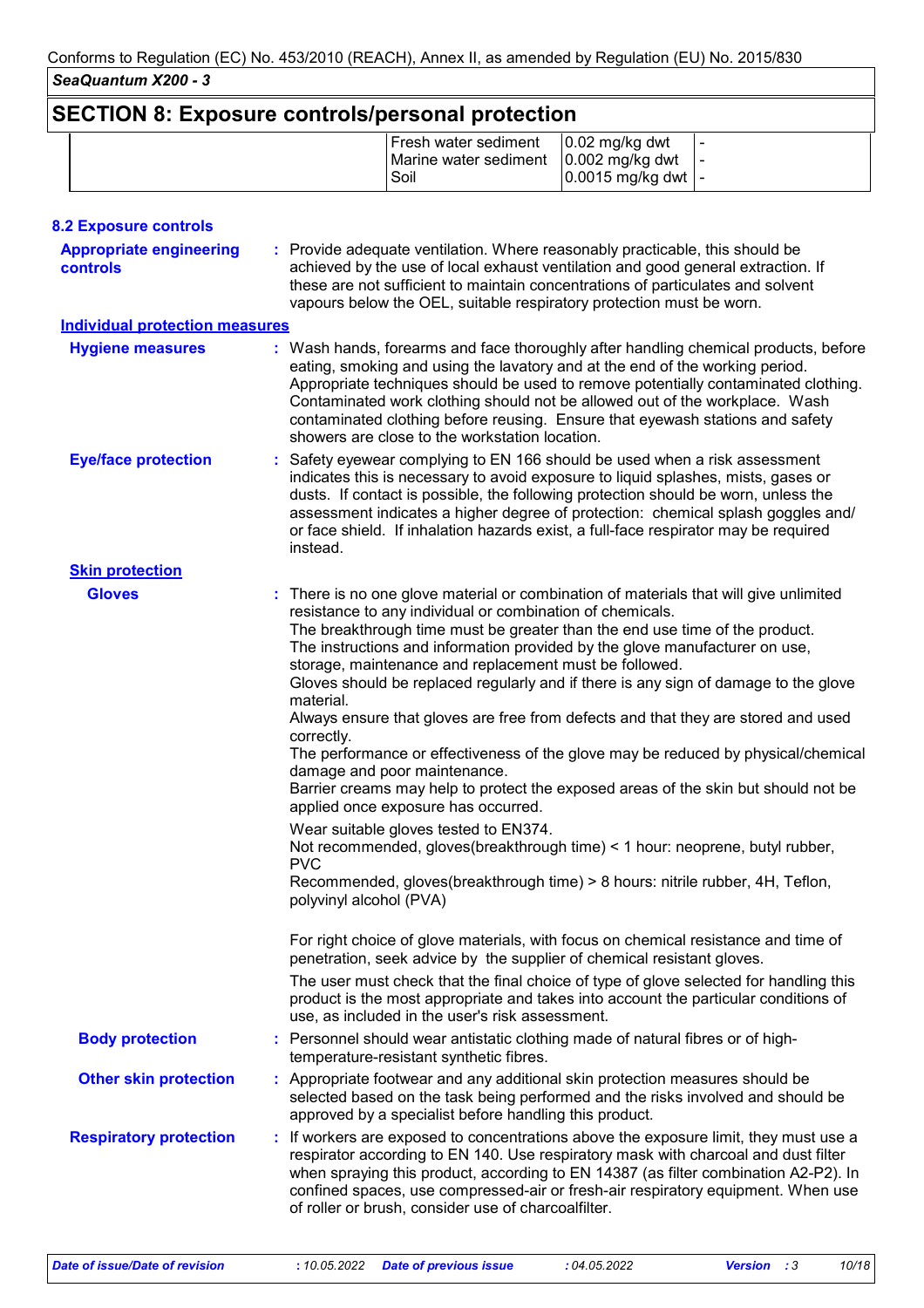## SECTION 8: Exposure controls/personal protection

| | | | |
|---|---|---|---|
| | Fresh water sediment | 0.02 mg/kg dwt | - |
| | Marine water sediment | 0.002 mg/kg dwt | - |
| | Soil | 0.0015 mg/kg dwt | - |

### 8.2 Exposure controls

**Appropriate engineering controls** : Provide adequate ventilation. Where reasonably practicable, this should be achieved by the use of local exhaust ventilation and good general extraction. If these are not sufficient to maintain concentrations of particulates and solvent vapours below the OEL, suitable respiratory protection must be worn.

**Individual protection measures**

**Hygiene measures** : Wash hands, forearms and face thoroughly after handling chemical products, before eating, smoking and using the lavatory and at the end of the working period. Appropriate techniques should be used to remove potentially contaminated clothing. Contaminated work clothing should not be allowed out of the workplace. Wash contaminated clothing before reusing. Ensure that eyewash stations and safety showers are close to the workstation location.

**Eye/face protection** : Safety eyewear complying to EN 166 should be used when a risk assessment indicates this is necessary to avoid exposure to liquid splashes, mists, gases or dusts. If contact is possible, the following protection should be worn, unless the assessment indicates a higher degree of protection: chemical splash goggles and/ or face shield. If inhalation hazards exist, a full-face respirator may be required instead.

**Skin protection**

**Gloves** : There is no one glove material or combination of materials that will give unlimited resistance to any individual or combination of chemicals.
The breakthrough time must be greater than the end use time of the product.
The instructions and information provided by the glove manufacturer on use, storage, maintenance and replacement must be followed.
Gloves should be replaced regularly and if there is any sign of damage to the glove material.
Always ensure that gloves are free from defects and that they are stored and used correctly.
The performance or effectiveness of the glove may be reduced by physical/chemical damage and poor maintenance.
Barrier creams may help to protect the exposed areas of the skin but should not be applied once exposure has occurred.

Wear suitable gloves tested to EN374.
Not recommended, gloves(breakthrough time) < 1 hour: neoprene, butyl rubber, PVC
Recommended, gloves(breakthrough time) > 8 hours: nitrile rubber, 4H, Teflon, polyvinyl alcohol (PVA)

For right choice of glove materials, with focus on chemical resistance and time of penetration, seek advice by the supplier of chemical resistant gloves.

The user must check that the final choice of type of glove selected for handling this product is the most appropriate and takes into account the particular conditions of use, as included in the user's risk assessment.

**Body protection** : Personnel should wear antistatic clothing made of natural fibres or of high-temperature-resistant synthetic fibres.

**Other skin protection** : Appropriate footwear and any additional skin protection measures should be selected based on the task being performed and the risks involved and should be approved by a specialist before handling this product.

**Respiratory protection** : If workers are exposed to concentrations above the exposure limit, they must use a respirator according to EN 140. Use respiratory mask with charcoal and dust filter when spraying this product, according to EN 14387 (as filter combination A2-P2). In confined spaces, use compressed-air or fresh-air respiratory equipment. When use of roller or brush, consider use of charcoalfilter.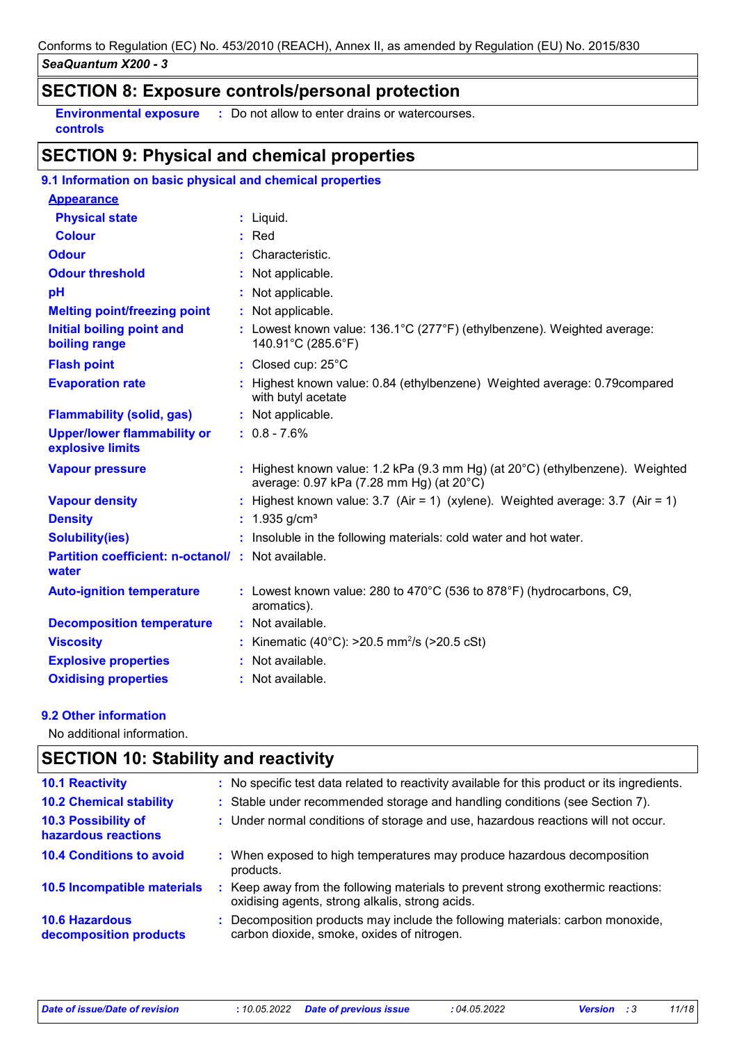## SECTION 8: Exposure controls/personal protection

| | |
|---|---|
| **Environmental exposure controls** | : Do not allow to enter drains or watercourses. |

## SECTION 9: Physical and chemical properties

### 9.1 Information on basic physical and chemical properties

| | |
|---|---|
| **Appearance** | |
| **Physical state** | : Liquid. |
| **Colour** | : Red |
| **Odour** | : Characteristic. |
| **Odour threshold** | : Not applicable. |
| **pH** | : Not applicable. |
| **Melting point/freezing point** | : Not applicable. |
| **Initial boiling point and boiling range** | : Lowest known value: 136.1°C (277°F) (ethylbenzene). Weighted average: 140.91°C (285.6°F) |
| **Flash point** | : Closed cup: 25°C |
| **Evaporation rate** | : Highest known value: 0.84 (ethylbenzene) Weighted average: 0.79compared with butyl acetate |
| **Flammability (solid, gas)** | : Not applicable. |
| **Upper/lower flammability or explosive limits** | : 0.8 - 7.6% |
| **Vapour pressure** | : Highest known value: 1.2 kPa (9.3 mm Hg) (at 20°C) (ethylbenzene). Weighted average: 0.97 kPa (7.28 mm Hg) (at 20°C) |
| **Vapour density** | : Highest known value: 3.7 (Air = 1) (xylene). Weighted average: 3.7 (Air = 1) |
| **Density** | : 1.935 g/cm³ |
| **Solubility(ies)** | : Insoluble in the following materials: cold water and hot water. |
| **Partition coefficient: n-octanol/ water** | : Not available. |
| **Auto-ignition temperature** | : Lowest known value: 280 to 470°C (536 to 878°F) (hydrocarbons, C9, aromatics). |
| **Decomposition temperature** | : Not available. |
| **Viscosity** | : Kinematic (40°C): >20.5 mm²/s (>20.5 cSt) |
| **Explosive properties** | : Not available. |
| **Oxidising properties** | : Not available. |

### 9.2 Other information

No additional information.

## SECTION 10: Stability and reactivity

| | |
|---|---|
| **10.1 Reactivity** | : No specific test data related to reactivity available for this product or its ingredients. |
| **10.2 Chemical stability** | : Stable under recommended storage and handling conditions (see Section 7). |
| **10.3 Possibility of hazardous reactions** | : Under normal conditions of storage and use, hazardous reactions will not occur. |
| **10.4 Conditions to avoid** | : When exposed to high temperatures may produce hazardous decomposition products. |
| **10.5 Incompatible materials** | : Keep away from the following materials to prevent strong exothermic reactions: oxidising agents, strong alkalis, strong acids. |
| **10.6 Hazardous decomposition products** | : Decomposition products may include the following materials: carbon monoxide, carbon dioxide, smoke, oxides of nitrogen. |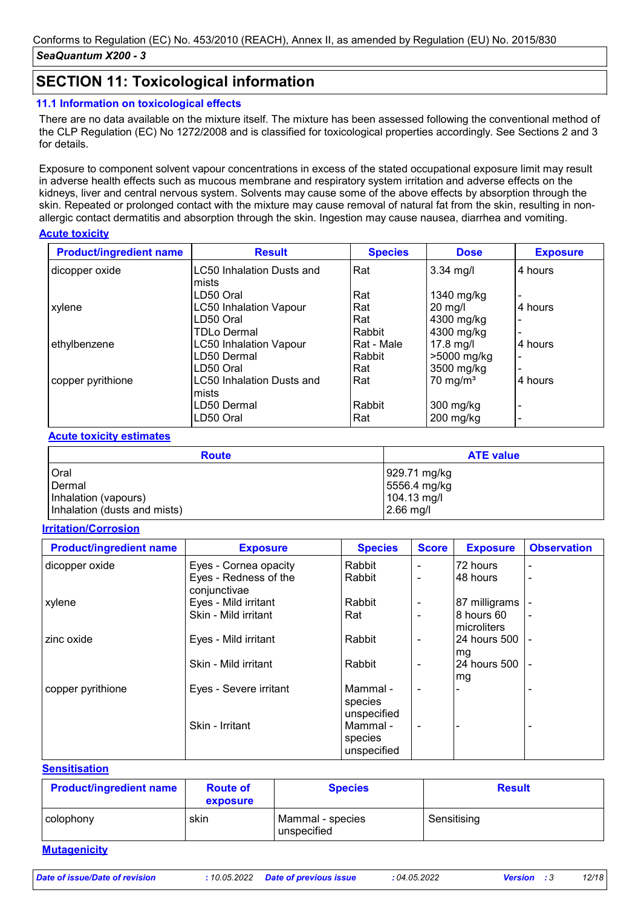## SECTION 11: Toxicological information

### 11.1 Information on toxicological effects

There are no data available on the mixture itself. The mixture has been assessed following the conventional method of the CLP Regulation (EC) No 1272/2008 and is classified for toxicological properties accordingly. See Sections 2 and 3 for details.

Exposure to component solvent vapour concentrations in excess of the stated occupational exposure limit may result in adverse health effects such as mucous membrane and respiratory system irritation and adverse effects on the kidneys, liver and central nervous system. Solvents may cause some of the above effects by absorption through the skin. Repeated or prolonged contact with the mixture may cause removal of natural fat from the skin, resulting in non-allergic contact dermatitis and absorption through the skin. Ingestion may cause nausea, diarrhea and vomiting.

**Acute toxicity**

| Product/ingredient name | Result | Species | Dose | Exposure |
|---|---|---|---|---|
| dicopper oxide | LC50 Inhalation Dusts and mists | Rat | 3.34 mg/l | 4 hours |
| | LD50 Oral | Rat | 1340 mg/kg | - |
| xylene | LC50 Inhalation Vapour | Rat | 20 mg/l | 4 hours |
| | LD50 Oral | Rat | 4300 mg/kg | - |
| | TDLo Dermal | Rabbit | 4300 mg/kg | - |
| ethylbenzene | LC50 Inhalation Vapour | Rat - Male | 17.8 mg/l | 4 hours |
| | LD50 Dermal | Rabbit | >5000 mg/kg | - |
| | LD50 Oral | Rat | 3500 mg/kg | - |
| copper pyrithione | LC50 Inhalation Dusts and mists | Rat | 70 mg/m³ | 4 hours |
| | LD50 Dermal | Rabbit | 300 mg/kg | - |
| | LD50 Oral | Rat | 200 mg/kg | - |

**Acute toxicity estimates**

| Route | ATE value |
|---|---|
| Oral | 929.71 mg/kg |
| Dermal | 5556.4 mg/kg |
| Inhalation (vapours) | 104.13 mg/l |
| Inhalation (dusts and mists) | 2.66 mg/l |

**Irritation/Corrosion**

| Product/ingredient name | Exposure | Species | Score | Exposure | Observation |
|---|---|---|---|---|---|
| dicopper oxide | Eyes - Cornea opacity | Rabbit | - | 72 hours | - |
| | Eyes - Redness of the conjunctivae | Rabbit | - | 48 hours | - |
| xylene | Eyes - Mild irritant | Rabbit | - | 87 milligrams | - |
| | Skin - Mild irritant | Rat | - | 8 hours 60 microliters | - |
| zinc oxide | Eyes - Mild irritant | Rabbit | - | 24 hours 500 mg | - |
| | Skin - Mild irritant | Rabbit | - | 24 hours 500 mg | - |
| copper pyrithione | Eyes - Severe irritant | Mammal - species unspecified | - | - | - |
| | Skin - Irritant | Mammal - species unspecified | - | - | - |

**Sensitisation**

| Product/ingredient name | Route of exposure | Species | Result |
|---|---|---|---|
| colophony | skin | Mammal - species unspecified | Sensitising |

**Mutagenicity**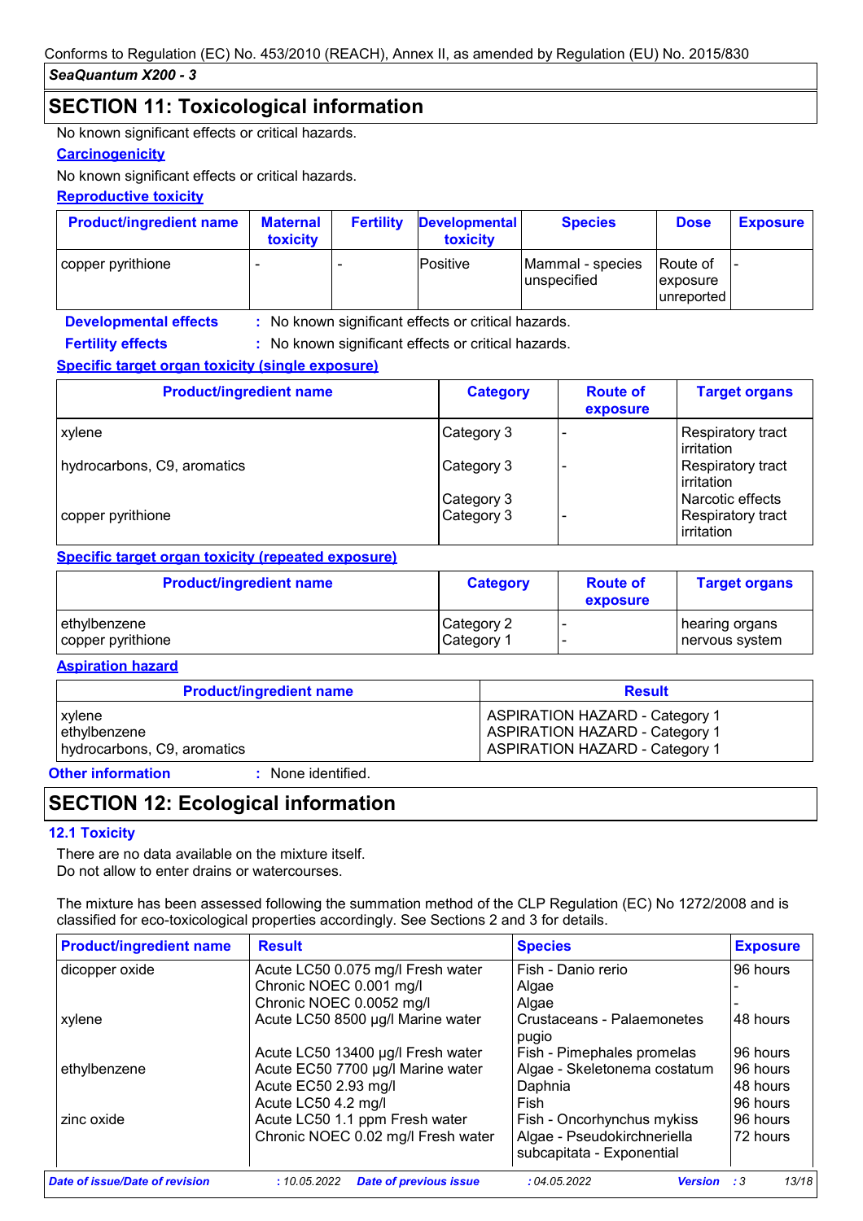## SECTION 11: Toxicological information

No known significant effects or critical hazards.

**Carcinogenicity**

No known significant effects or critical hazards.

**Reproductive toxicity**

| Product/ingredient name | Maternal toxicity | Fertility | Developmental toxicity | Species | Dose | Exposure |
|---|---|---|---|---|---|---|
| copper pyrithione | - | - | Positive | Mammal - species unspecified | Route of exposure unreported | - |

**Developmental effects** : No known significant effects or critical hazards.

**Fertility effects** : No known significant effects or critical hazards.

**Specific target organ toxicity (single exposure)**

| Product/ingredient name | Category | Route of exposure | Target organs |
|---|---|---|---|
| xylene | Category 3 | - | Respiratory tract irritation |
| hydrocarbons, C9, aromatics | Category 3 | - | Respiratory tract irritation |
| | Category 3 | | Narcotic effects |
| copper pyrithione | Category 3 | - | Respiratory tract irritation |

**Specific target organ toxicity (repeated exposure)**

| Product/ingredient name | Category | Route of exposure | Target organs |
|---|---|---|---|
| ethylbenzene | Category 2 | - | hearing organs |
| copper pyrithione | Category 1 | - | nervous system |

**Aspiration hazard**

| Product/ingredient name | Result |
|---|---|
| xylene | ASPIRATION HAZARD - Category 1 |
| ethylbenzene | ASPIRATION HAZARD - Category 1 |
| hydrocarbons, C9, aromatics | ASPIRATION HAZARD - Category 1 |

**Other information** : None identified.

## SECTION 12: Ecological information

### 12.1 Toxicity

There are no data available on the mixture itself.
Do not allow to enter drains or watercourses.

The mixture has been assessed following the summation method of the CLP Regulation (EC) No 1272/2008 and is classified for eco-toxicological properties accordingly. See Sections 2 and 3 for details.

| Product/ingredient name | Result | Species | Exposure |
|---|---|---|---|
| dicopper oxide | Acute LC50 0.075 mg/l Fresh water | Fish - Danio rerio | 96 hours |
| | Chronic NOEC 0.001 mg/l | Algae | - |
| | Chronic NOEC 0.0052 mg/l | Algae | - |
| xylene | Acute LC50 8500 µg/l Marine water | Crustaceans - Palaemonetes pugio | 48 hours |
| | Acute LC50 13400 µg/l Fresh water | Fish - Pimephales promelas | 96 hours |
| ethylbenzene | Acute EC50 7700 µg/l Marine water | Algae - Skeletonema costatum | 96 hours |
| | Acute EC50 2.93 mg/l | Daphnia | 48 hours |
| | Acute LC50 4.2 mg/l | Fish | 96 hours |
| zinc oxide | Acute LC50 1.1 ppm Fresh water | Fish - Oncorhynchus mykiss | 96 hours |
| | Chronic NOEC 0.02 mg/l Fresh water | Algae - Pseudokirchneriella subcapitata - Exponential | 72 hours |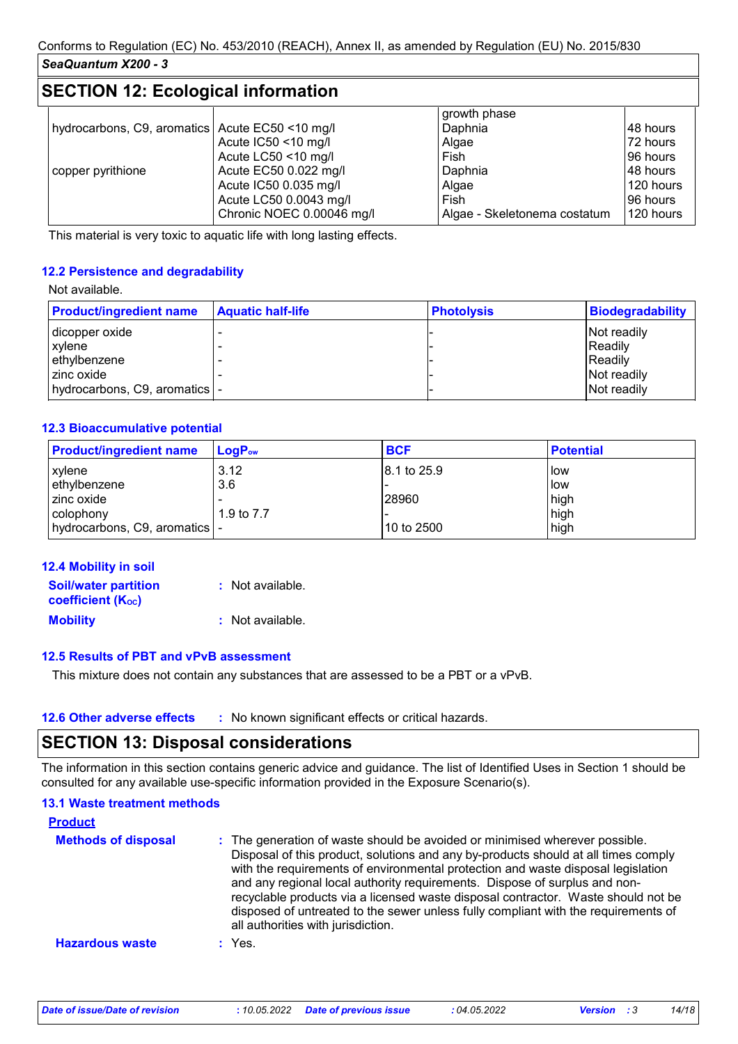## SECTION 12: Ecological information

| | | growth phase | |
|---|---|---|---|
| hydrocarbons, C9, aromatics | Acute EC50 <10 mg/l | Daphnia | 48 hours |
| | Acute IC50 <10 mg/l | Algae | 72 hours |
| | Acute LC50 <10 mg/l | Fish | 96 hours |
| copper pyrithione | Acute EC50 0.022 mg/l | Daphnia | 48 hours |
| | Acute IC50 0.035 mg/l | Algae | 120 hours |
| | Acute LC50 0.0043 mg/l | Fish | 96 hours |
| | Chronic NOEC 0.00046 mg/l | Algae - Skeletonema costatum | 120 hours |

This material is very toxic to aquatic life with long lasting effects.

### 12.2 Persistence and degradability

Not available.

| Product/ingredient name | Aquatic half-life | Photolysis | Biodegradability |
|---|---|---|---|
| dicopper oxide | - | - | Not readily |
| xylene | - | - | Readily |
| ethylbenzene | - | - | Readily |
| zinc oxide | - | - | Not readily |
| hydrocarbons, C9, aromatics | - | - | Not readily |

### 12.3 Bioaccumulative potential

| Product/ingredient name | $LogP_{ow}$ | BCF | Potential |
|---|---|---|---|
| xylene | 3.12 | 8.1 to 25.9 | low |
| ethylbenzene | 3.6 | - | low |
| zinc oxide | - | 28960 | high |
| colophony | 1.9 to 7.7 | - | high |
| hydrocarbons, C9, aromatics | - | 10 to 2500 | high |

### 12.4 Mobility in soil

**Soil/water partition coefficient ($K_{OC}$)** : Not available.

**Mobility** : Not available.

### 12.5 Results of PBT and vPvB assessment

This mixture does not contain any substances that are assessed to be a PBT or a vPvB.

### 12.6 Other adverse effects

: No known significant effects or critical hazards.

## SECTION 13: Disposal considerations

The information in this section contains generic advice and guidance. The list of Identified Uses in Section 1 should be consulted for any available use-specific information provided in the Exposure Scenario(s).

### 13.1 Waste treatment methods

**Product**

**Methods of disposal** : The generation of waste should be avoided or minimised wherever possible. Disposal of this product, solutions and any by-products should at all times comply with the requirements of environmental protection and waste disposal legislation and any regional local authority requirements. Dispose of surplus and non-recyclable products via a licensed waste disposal contractor. Waste should not be disposed of untreated to the sewer unless fully compliant with the requirements of all authorities with jurisdiction.

**Hazardous waste** : Yes.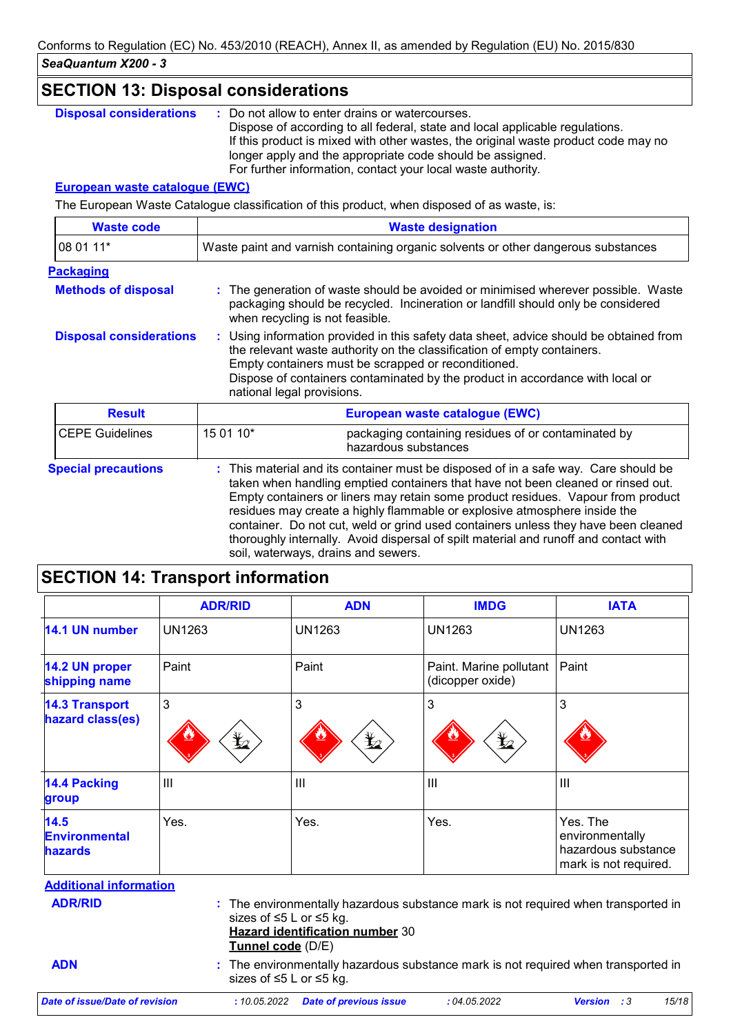## SECTION 13: Disposal considerations

**Disposal considerations** : Do not allow to enter drains or watercourses.
Dispose of according to all federal, state and local applicable regulations.
If this product is mixed with other wastes, the original waste product code may no longer apply and the appropriate code should be assigned.
For further information, contact your local waste authority.

**European waste catalogue (EWC)**

The European Waste Catalogue classification of this product, when disposed of as waste, is:

| Waste code | Waste designation |
|---|---|
| 08 01 11* | Waste paint and varnish containing organic solvents or other dangerous substances |

**Packaging**

**Methods of disposal** : The generation of waste should be avoided or minimised wherever possible. Waste packaging should be recycled. Incineration or landfill should only be considered when recycling is not feasible.

**Disposal considerations** : Using information provided in this safety data sheet, advice should be obtained from the relevant waste authority on the classification of empty containers.
Empty containers must be scrapped or reconditioned.
Dispose of containers contaminated by the product in accordance with local or national legal provisions.

| Result | European waste catalogue (EWC) | |
|---|---|---|
| CEPE Guidelines | 15 01 10* | packaging containing residues of or contaminated by hazardous substances |

**Special precautions** : This material and its container must be disposed of in a safe way. Care should be taken when handling emptied containers that have not been cleaned or rinsed out. Empty containers or liners may retain some product residues. Vapour from product residues may create a highly flammable or explosive atmosphere inside the container. Do not cut, weld or grind used containers unless they have been cleaned thoroughly internally. Avoid dispersal of spilt material and runoff and contact with soil, waterways, drains and sewers.

## SECTION 14: Transport information

| | ADR/RID | ADN | IMDG | IATA |
|---|---|---|---|---|
| **14.1 UN number** | UN1263 | UN1263 | UN1263 | UN1263 |
| **14.2 UN proper shipping name** | Paint | Paint | Paint. Marine pollutant (dicopper oxide) | Paint |
| **14.3 Transport hazard class(es)** | 3 | 3 | 3 | 3 |
| **14.4 Packing group** | III | III | III | III |
| **14.5 Environmental hazards** | Yes. | Yes. | Yes. | Yes. The environmentally hazardous substance mark is not required. |

**Additional information**

**ADR/RID** : The environmentally hazardous substance mark is not required when transported in sizes of ≤5 L or ≤5 kg.
**Hazard identification number** 30
**Tunnel code** (D/E)

**ADN** : The environmentally hazardous substance mark is not required when transported in sizes of ≤5 L or ≤5 kg.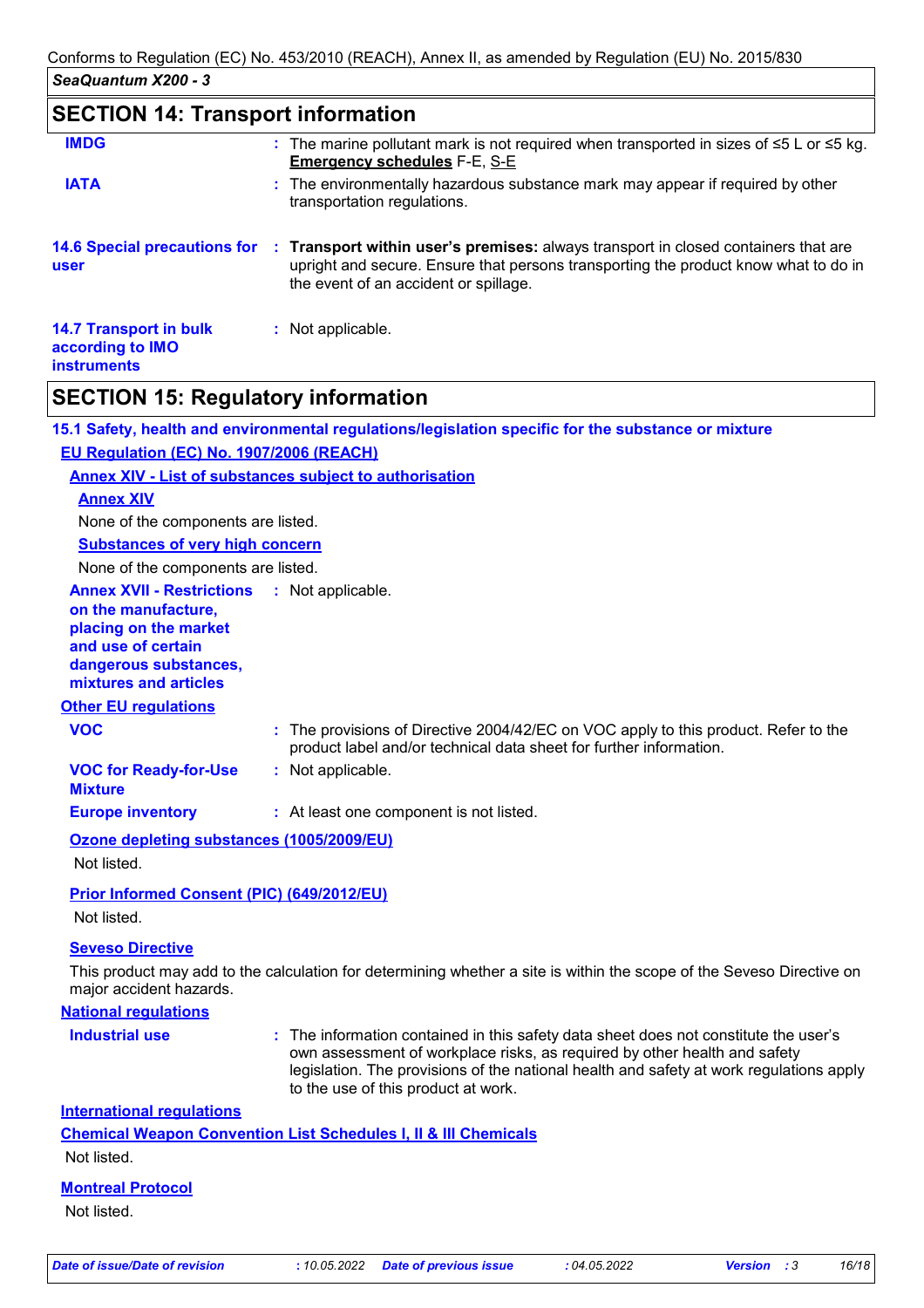## SECTION 14: Transport information

| | | |
|---|---|---|
| **IMDG** | : | The marine pollutant mark is not required when transported in sizes of ≤5 L or ≤5 kg. **Emergency schedules** F-E, S-E |
| **IATA** | : | The environmentally hazardous substance mark may appear if required by other transportation regulations. |
| **14.6 Special precautions for user** | : | **Transport within user's premises:** always transport in closed containers that are upright and secure. Ensure that persons transporting the product know what to do in the event of an accident or spillage. |
| **14.7 Transport in bulk according to IMO instruments** | : | Not applicable. |

## SECTION 15: Regulatory information

### 15.1 Safety, health and environmental regulations/legislation specific for the substance or mixture

**EU Regulation (EC) No. 1907/2006 (REACH)**

**Annex XIV - List of substances subject to authorisation**

**Annex XIV**

None of the components are listed.

**Substances of very high concern**

None of the components are listed.

**Annex XVII - Restrictions on the manufacture, placing on the market and use of certain dangerous substances, mixtures and articles** : Not applicable.

**Other EU regulations**

| | | |
|---|---|---|
| **VOC** | : | The provisions of Directive 2004/42/EC on VOC apply to this product. Refer to the product label and/or technical data sheet for further information. |
| **VOC for Ready-for-Use Mixture** | : | Not applicable. |
| **Europe inventory** | : | At least one component is not listed. |

**Ozone depleting substances (1005/2009/EU)**

Not listed.

**Prior Informed Consent (PIC) (649/2012/EU)**

Not listed.

**Seveso Directive**

This product may add to the calculation for determining whether a site is within the scope of the Seveso Directive on major accident hazards.

**National regulations**

**Industrial use** : The information contained in this safety data sheet does not constitute the user's own assessment of workplace risks, as required by other health and safety legislation. The provisions of the national health and safety at work regulations apply to the use of this product at work.

**International regulations**

**Chemical Weapon Convention List Schedules I, II & III Chemicals**

Not listed.

**Montreal Protocol**

Not listed.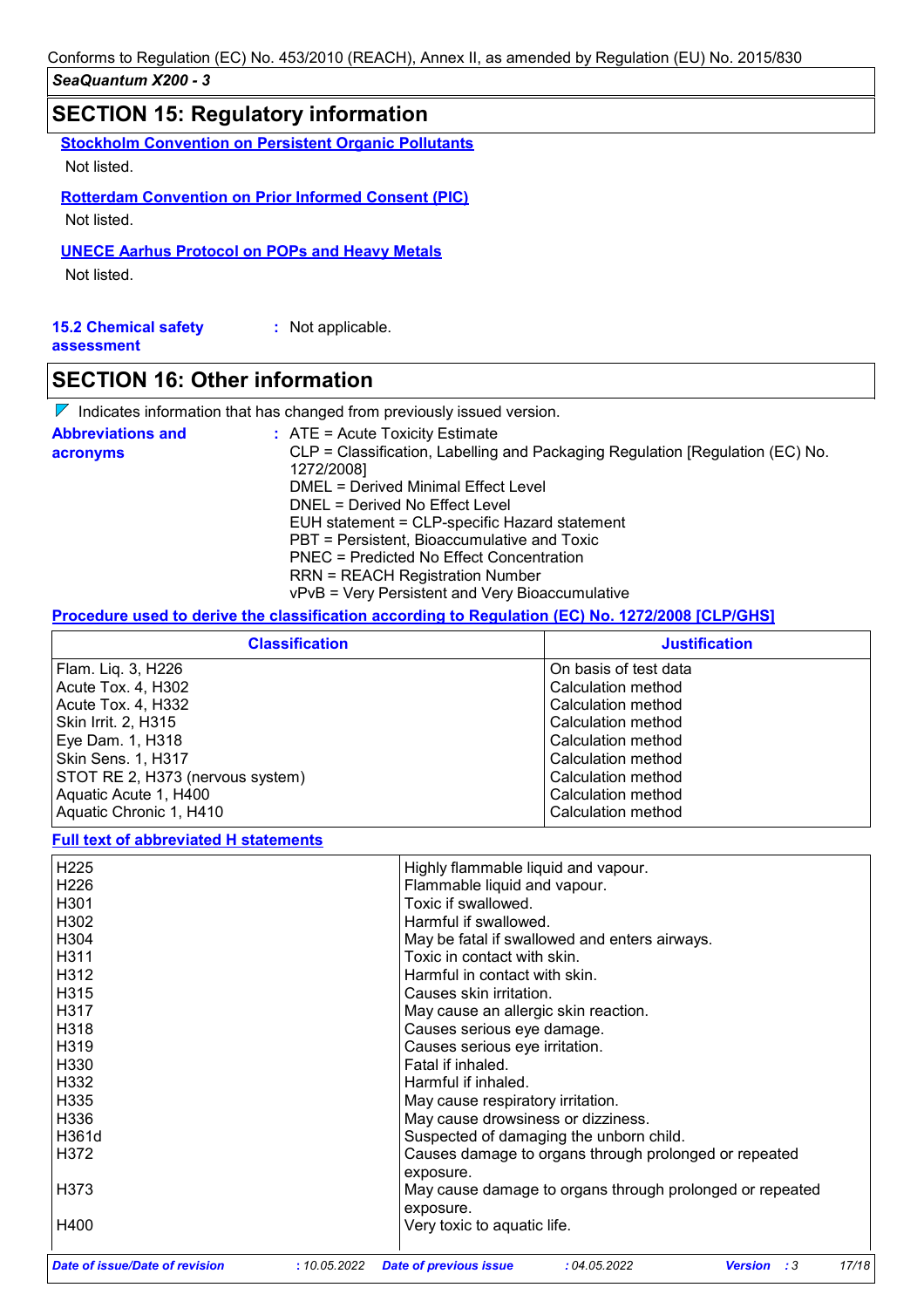## SECTION 15: Regulatory information

**Stockholm Convention on Persistent Organic Pollutants**

Not listed.

**Rotterdam Convention on Prior Informed Consent (PIC)**

Not listed.

**UNECE Aarhus Protocol on POPs and Heavy Metals**

Not listed.

**15.2 Chemical safety assessment** : Not applicable.

## SECTION 16: Other information

Indicates information that has changed from previously issued version.

**Abbreviations and acronyms** :
ATE = Acute Toxicity Estimate
CLP = Classification, Labelling and Packaging Regulation [Regulation (EC) No. 1272/2008]
DMEL = Derived Minimal Effect Level
DNEL = Derived No Effect Level
EUH statement = CLP-specific Hazard statement
PBT = Persistent, Bioaccumulative and Toxic
PNEC = Predicted No Effect Concentration
RRN = REACH Registration Number
vPvB = Very Persistent and Very Bioaccumulative

**Procedure used to derive the classification according to Regulation (EC) No. 1272/2008 [CLP/GHS]**

| Classification | Justification |
|---|---|
| Flam. Liq. 3, H226 | On basis of test data |
| Acute Tox. 4, H302 | Calculation method |
| Acute Tox. 4, H332 | Calculation method |
| Skin Irrit. 2, H315 | Calculation method |
| Eye Dam. 1, H318 | Calculation method |
| Skin Sens. 1, H317 | Calculation method |
| STOT RE 2, H373 (nervous system) | Calculation method |
| Aquatic Acute 1, H400 | Calculation method |
| Aquatic Chronic 1, H410 | Calculation method |

**Full text of abbreviated H statements**

| | |
|---|---|
| H225 | Highly flammable liquid and vapour. |
| H226 | Flammable liquid and vapour. |
| H301 | Toxic if swallowed. |
| H302 | Harmful if swallowed. |
| H304 | May be fatal if swallowed and enters airways. |
| H311 | Toxic in contact with skin. |
| H312 | Harmful in contact with skin. |
| H315 | Causes skin irritation. |
| H317 | May cause an allergic skin reaction. |
| H318 | Causes serious eye damage. |
| H319 | Causes serious eye irritation. |
| H330 | Fatal if inhaled. |
| H332 | Harmful if inhaled. |
| H335 | May cause respiratory irritation. |
| H336 | May cause drowsiness or dizziness. |
| H361d | Suspected of damaging the unborn child. |
| H372 | Causes damage to organs through prolonged or repeated exposure. |
| H373 | May cause damage to organs through prolonged or repeated exposure. |
| H400 | Very toxic to aquatic life. |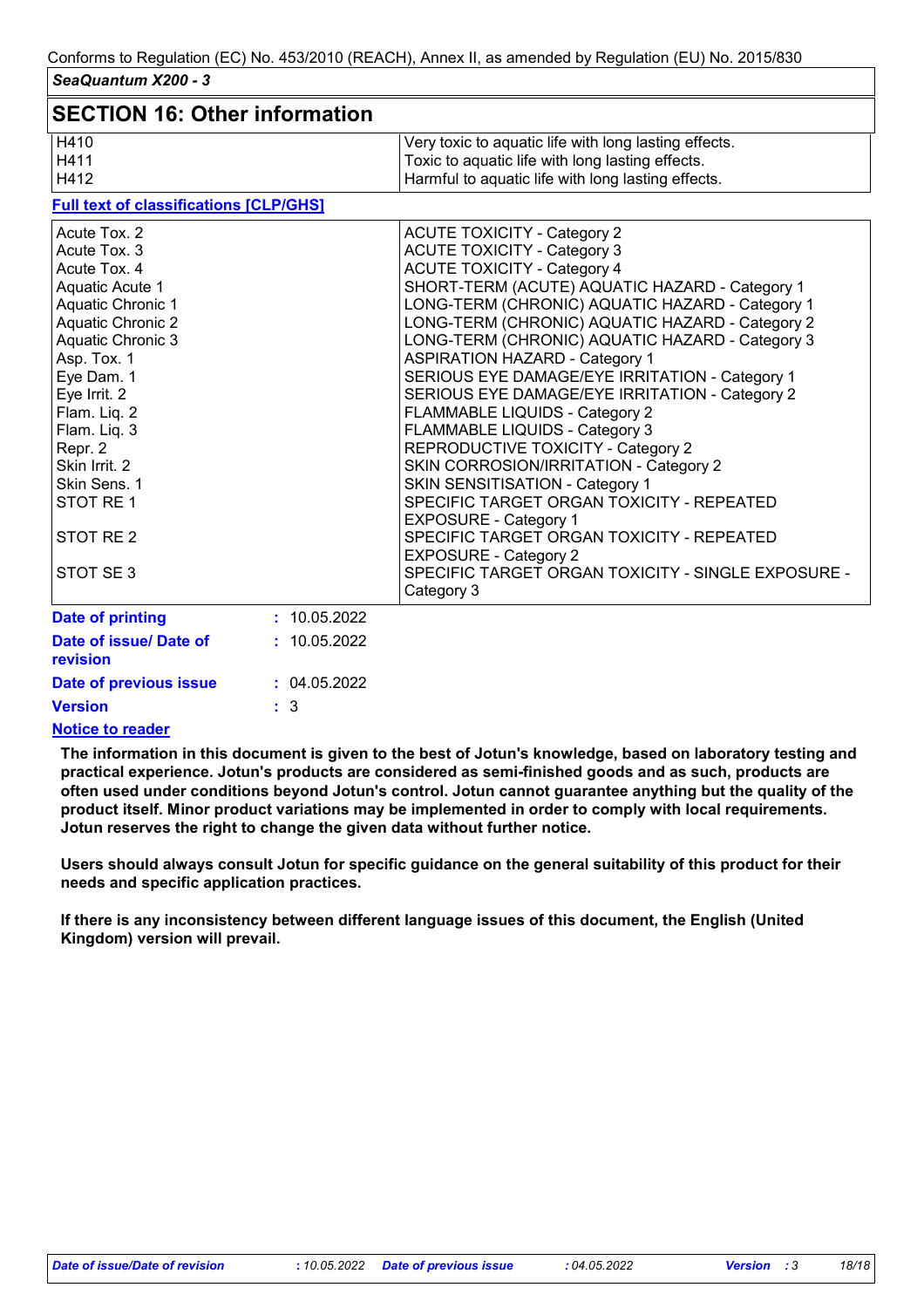## SECTION 16: Other information

| | |
|---|---|
| H410 | Very toxic to aquatic life with long lasting effects. |
| H411 | Toxic to aquatic life with long lasting effects. |
| H412 | Harmful to aquatic life with long lasting effects. |

**Full text of classifications [CLP/GHS]**

| | |
|---|---|
| Acute Tox. 2 | ACUTE TOXICITY - Category 2 |
| Acute Tox. 3 | ACUTE TOXICITY - Category 3 |
| Acute Tox. 4 | ACUTE TOXICITY - Category 4 |
| Aquatic Acute 1 | SHORT-TERM (ACUTE) AQUATIC HAZARD - Category 1 |
| Aquatic Chronic 1 | LONG-TERM (CHRONIC) AQUATIC HAZARD - Category 1 |
| Aquatic Chronic 2 | LONG-TERM (CHRONIC) AQUATIC HAZARD - Category 2 |
| Aquatic Chronic 3 | LONG-TERM (CHRONIC) AQUATIC HAZARD - Category 3 |
| Asp. Tox. 1 | ASPIRATION HAZARD - Category 1 |
| Eye Dam. 1 | SERIOUS EYE DAMAGE/EYE IRRITATION - Category 1 |
| Eye Irrit. 2 | SERIOUS EYE DAMAGE/EYE IRRITATION - Category 2 |
| Flam. Liq. 2 | FLAMMABLE LIQUIDS - Category 2 |
| Flam. Liq. 3 | FLAMMABLE LIQUIDS - Category 3 |
| Repr. 2 | REPRODUCTIVE TOXICITY - Category 2 |
| Skin Irrit. 2 | SKIN CORROSION/IRRITATION - Category 2 |
| Skin Sens. 1 | SKIN SENSITISATION - Category 1 |
| STOT RE 1 | SPECIFIC TARGET ORGAN TOXICITY - REPEATED EXPOSURE - Category 1 |
| STOT RE 2 | SPECIFIC TARGET ORGAN TOXICITY - REPEATED EXPOSURE - Category 2 |
| STOT SE 3 | SPECIFIC TARGET ORGAN TOXICITY - SINGLE EXPOSURE - Category 3 |

**Date of printing** : 10.05.2022

**Date of issue/ Date of revision** : 10.05.2022

**Date of previous issue** : 04.05.2022

**Version** : 3

**Notice to reader**

**The information in this document is given to the best of Jotun's knowledge, based on laboratory testing and practical experience. Jotun's products are considered as semi-finished goods and as such, products are often used under conditions beyond Jotun's control. Jotun cannot guarantee anything but the quality of the product itself. Minor product variations may be implemented in order to comply with local requirements. Jotun reserves the right to change the given data without further notice.**

**Users should always consult Jotun for specific guidance on the general suitability of this product for their needs and specific application practices.**

**If there is any inconsistency between different language issues of this document, the English (United Kingdom) version will prevail.**